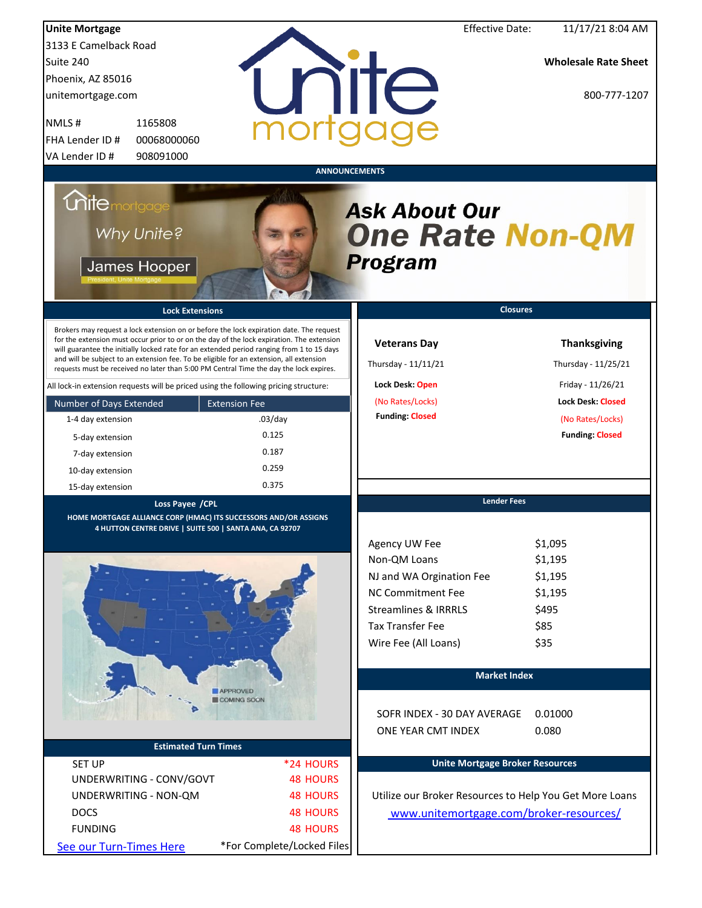**Unite Mortgage**
3133 E Camelback Road
Suite 240
Phoenix, AZ 85016
unitemortgage.com

| | |
|---|---|
| NMLS # | 1165808 |
| FHA Lender ID # | 00068000060 |
| VA Lender ID # | 908091000 |

Effective Date: 11/17/21 8:04 AM

**Wholesale Rate Sheet**

800-777-1207

## ANNOUNCEMENTS

unite mortgage

Why Unite?

James Hooper
President, Unite Mortgage

***Ask About Our One Rate Non-QM Program***

## Lock Extensions

Brokers may request a lock extension on or before the lock expiration date. The request for the extension must occur prior to or on the day of the lock expiration. The extension will guarantee the initially locked rate for an extended period ranging from 1 to 15 days and will be subject to an extension fee. To be eligible for an extension, all extension requests must be received no later than 5:00 PM Central Time the day the lock expires.

All lock-in extension requests will be priced using the following pricing structure:

| Number of Days Extended | Extension Fee |
|---|---|
| 1-4 day extension | .03/day |
| 5-day extension | 0.125 |
| 7-day extension | 0.187 |
| 10-day extension | 0.259 |
| 15-day extension | 0.375 |

## Closures

**Veterans Day**
Thursday - 11/11/21
**Lock Desk:** Open
(No Rates/Locks)
**Funding:** Closed

**Thanksgiving**
Thursday - 11/25/21
Friday - 11/26/21
**Lock Desk:** Closed
(No Rates/Locks)
**Funding:** Closed

## Loss Payee /CPL

HOME MORTGAGE ALLIANCE CORP (HMAC) ITS SUCCESSORS AND/OR ASSIGNS
4 HUTTON CENTRE DRIVE | SUITE 500 | SANTA ANA, CA 92707

APPROVED
COMING SOON

## Lender Fees

| | |
|---|---|
| Agency UW Fee | $1,095 |
| Non-QM Loans | $1,195 |
| NJ and WA Orgination Fee | $1,195 |
| NC Commitment Fee | $1,195 |
| Streamlines & IRRRLS | $495 |
| Tax Transfer Fee | $85 |
| Wire Fee (All Loans) | $35 |

## Market Index

| | |
|---|---|
| SOFR INDEX - 30 DAY AVERAGE | 0.01000 |
| ONE YEAR CMT INDEX | 0.080 |

## Estimated Turn Times

| | |
|---|---|
| SET UP | *24 HOURS |
| UNDERWRITING - CONV/GOVT | 48 HOURS |
| UNDERWRITING - NON-QM | 48 HOURS |
| DOCS | 48 HOURS |
| FUNDING | 48 HOURS |

See our Turn-Times Here

*For Complete/Locked Files

## Unite Mortgage Broker Resources

Utilize our Broker Resources to Help You Get More Loans

www.unitemortgage.com/broker-resources/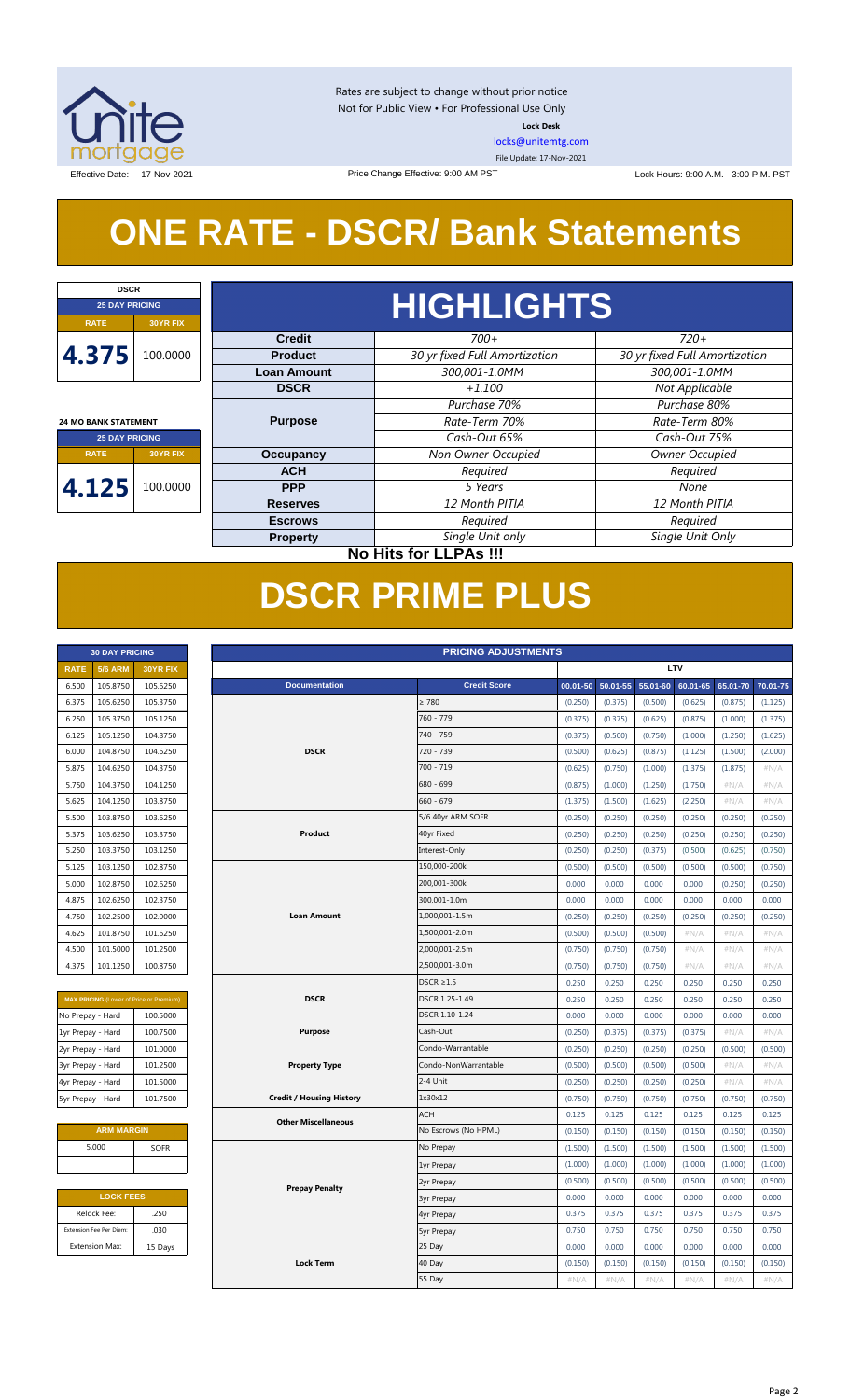Rates are subject to change without prior notice
Not for Public View • For Professional Use Only
**Lock Desk**
locks@unitemtg.com
File Update: 17-Nov-2021

Effective Date: 17-Nov-2021 | Price Change Effective: 9:00 AM PST | Lock Hours: 9:00 A.M. - 3:00 P.M. PST

# ONE RATE - DSCR/ Bank Statements

| DSCR | |
|---|---|
| 25 DAY PRICING | |
| RATE | 30YR FIX |
| 4.375 | 100.0000 |

| 24 MO BANK STATEMENT | |
|---|---|
| 25 DAY PRICING | |
| RATE | 30YR FIX |
| 4.125 | 100.0000 |

## HIGHLIGHTS

| | | |
|---|---|---|
| **Credit** | *700+* | *720+* |
| **Product** | *30 yr fixed Full Amortization* | *30 yr fixed Full Amortization* |
| **Loan Amount** | *300,001-1.0MM* | *300,001-1.0MM* |
| **DSCR** | *+1.100* | *Not Applicable* |
| **Purpose** | *Purchase 70%*<br>*Rate-Term 70%*<br>*Cash-Out 65%* | *Purchase 80%*<br>*Rate-Term 80%*<br>*Cash-Out 75%* |
| **Occupancy** | *Non Owner Occupied* | *Owner Occupied* |
| **ACH** | *Required* | *Required* |
| **PPP** | *5 Years* | *None* |
| **Reserves** | *12 Month PITIA* | *12 Month PITIA* |
| **Escrows** | *Required* | *Required* |
| **Property** | *Single Unit only* | *Single Unit Only* |

**No Hits for LLPAs !!!**

# DSCR PRIME PLUS

| 30 DAY PRICING | | |
|---|---|---|
| RATE | 5/6 ARM | 30YR FIX |
| 6.500 | 105.8750 | 105.6250 |
| 6.375 | 105.6250 | 105.3750 |
| 6.250 | 105.3750 | 105.1250 |
| 6.125 | 105.1250 | 104.8750 |
| 6.000 | 104.8750 | 104.6250 |
| 5.875 | 104.6250 | 104.3750 |
| 5.750 | 104.3750 | 104.1250 |
| 5.625 | 104.1250 | 103.8750 |
| 5.500 | 103.8750 | 103.6250 |
| 5.375 | 103.6250 | 103.3750 |
| 5.250 | 103.3750 | 103.1250 |
| 5.125 | 103.1250 | 102.8750 |
| 5.000 | 102.8750 | 102.6250 |
| 4.875 | 102.6250 | 102.3750 |
| 4.750 | 102.2500 | 102.0000 |
| 4.625 | 101.8750 | 101.6250 |
| 4.500 | 101.5000 | 101.2500 |
| 4.375 | 101.1250 | 100.8750 |

| MAX PRICING (Lower of Price or Premium) | |
|---|---|
| No Prepay - Hard | 100.5000 |
| 1yr Prepay - Hard | 100.7500 |
| 2yr Prepay - Hard | 101.0000 |
| 3yr Prepay - Hard | 101.2500 |
| 4yr Prepay - Hard | 101.5000 |
| 5yr Prepay - Hard | 101.7500 |

| ARM MARGIN | |
|---|---|
| 5.000 | SOFR |

| LOCK FEES | |
|---|---|
| Relock Fee: | .250 |
| Extension Fee Per Diem: | .030 |
| Extension Max: | 15 Days |

| PRICING ADJUSTMENTS | | LTV | | | | | |
|---|---|---|---|---|---|---|---|
| Documentation | Credit Score | 00.01-50 | 50.01-55 | 55.01-60 | 60.01-65 | 65.01-70 | 70.01-75 |
| DSCR | ≥ 780 | (0.250) | (0.375) | (0.500) | (0.625) | (0.875) | (1.125) |
| | 760 - 779 | (0.375) | (0.375) | (0.625) | (0.875) | (1.000) | (1.375) |
| | 740 - 759 | (0.375) | (0.500) | (0.750) | (1.000) | (1.250) | (1.625) |
| | 720 - 739 | (0.500) | (0.625) | (0.875) | (1.125) | (1.500) | (2.000) |
| | 700 - 719 | (0.625) | (0.750) | (1.000) | (1.375) | (1.875) | #N/A |
| | 680 - 699 | (0.875) | (1.000) | (1.250) | (1.750) | #N/A | #N/A |
| | 660 - 679 | (1.375) | (1.500) | (1.625) | (2.250) | #N/A | #N/A |
| Product | 5/6 40yr ARM SOFR | (0.250) | (0.250) | (0.250) | (0.250) | (0.250) | (0.250) |
| | 40yr Fixed | (0.250) | (0.250) | (0.250) | (0.250) | (0.250) | (0.250) |
| | Interest-Only | (0.250) | (0.250) | (0.375) | (0.500) | (0.625) | (0.750) |
| Loan Amount | 150,000-200k | (0.500) | (0.500) | (0.500) | (0.500) | (0.500) | (0.750) |
| | 200,001-300k | 0.000 | 0.000 | 0.000 | 0.000 | (0.250) | (0.250) |
| | 300,001-1.0m | 0.000 | 0.000 | 0.000 | 0.000 | 0.000 | 0.000 |
| | 1,000,001-1.5m | (0.250) | (0.250) | (0.250) | (0.250) | (0.250) | (0.250) |
| | 1,500,001-2.0m | (0.500) | (0.500) | (0.500) | #N/A | #N/A | #N/A |
| | 2,000,001-2.5m | (0.750) | (0.750) | (0.750) | #N/A | #N/A | #N/A |
| | 2,500,001-3.0m | (0.750) | (0.750) | (0.750) | #N/A | #N/A | #N/A |
| DSCR | DSCR ≥1.5 | 0.250 | 0.250 | 0.250 | 0.250 | 0.250 | 0.250 |
| | DSCR 1.25-1.49 | 0.250 | 0.250 | 0.250 | 0.250 | 0.250 | 0.250 |
| | DSCR 1.10-1.24 | 0.000 | 0.000 | 0.000 | 0.000 | 0.000 | 0.000 |
| Purpose | Cash-Out | (0.250) | (0.375) | (0.375) | (0.375) | #N/A | #N/A |
| Property Type | Condo-Warrantable | (0.250) | (0.250) | (0.250) | (0.250) | (0.500) | (0.500) |
| | Condo-NonWarrantable | (0.500) | (0.500) | (0.500) | (0.500) | #N/A | #N/A |
| | 2-4 Unit | (0.250) | (0.250) | (0.250) | (0.250) | #N/A | #N/A |
| Credit / Housing History | 1x30x12 | (0.750) | (0.750) | (0.750) | (0.750) | (0.750) | (0.750) |
| Other Miscellaneous | ACH | 0.125 | 0.125 | 0.125 | 0.125 | 0.125 | 0.125 |
| | No Escrows (No HPML) | (0.150) | (0.150) | (0.150) | (0.150) | (0.150) | (0.150) |
| Prepay Penalty | No Prepay | (1.500) | (1.500) | (1.500) | (1.500) | (1.500) | (1.500) |
| | 1yr Prepay | (1.000) | (1.000) | (1.000) | (1.000) | (1.000) | (1.000) |
| | 2yr Prepay | (0.500) | (0.500) | (0.500) | (0.500) | (0.500) | (0.500) |
| | 3yr Prepay | 0.000 | 0.000 | 0.000 | 0.000 | 0.000 | 0.000 |
| | 4yr Prepay | 0.375 | 0.375 | 0.375 | 0.375 | 0.375 | 0.375 |
| | 5yr Prepay | 0.750 | 0.750 | 0.750 | 0.750 | 0.750 | 0.750 |
| Lock Term | 25 Day | 0.000 | 0.000 | 0.000 | 0.000 | 0.000 | 0.000 |
| | 40 Day | (0.150) | (0.150) | (0.150) | (0.150) | (0.150) | (0.150) |
| | 55 Day | #N/A | #N/A | #N/A | #N/A | #N/A | #N/A |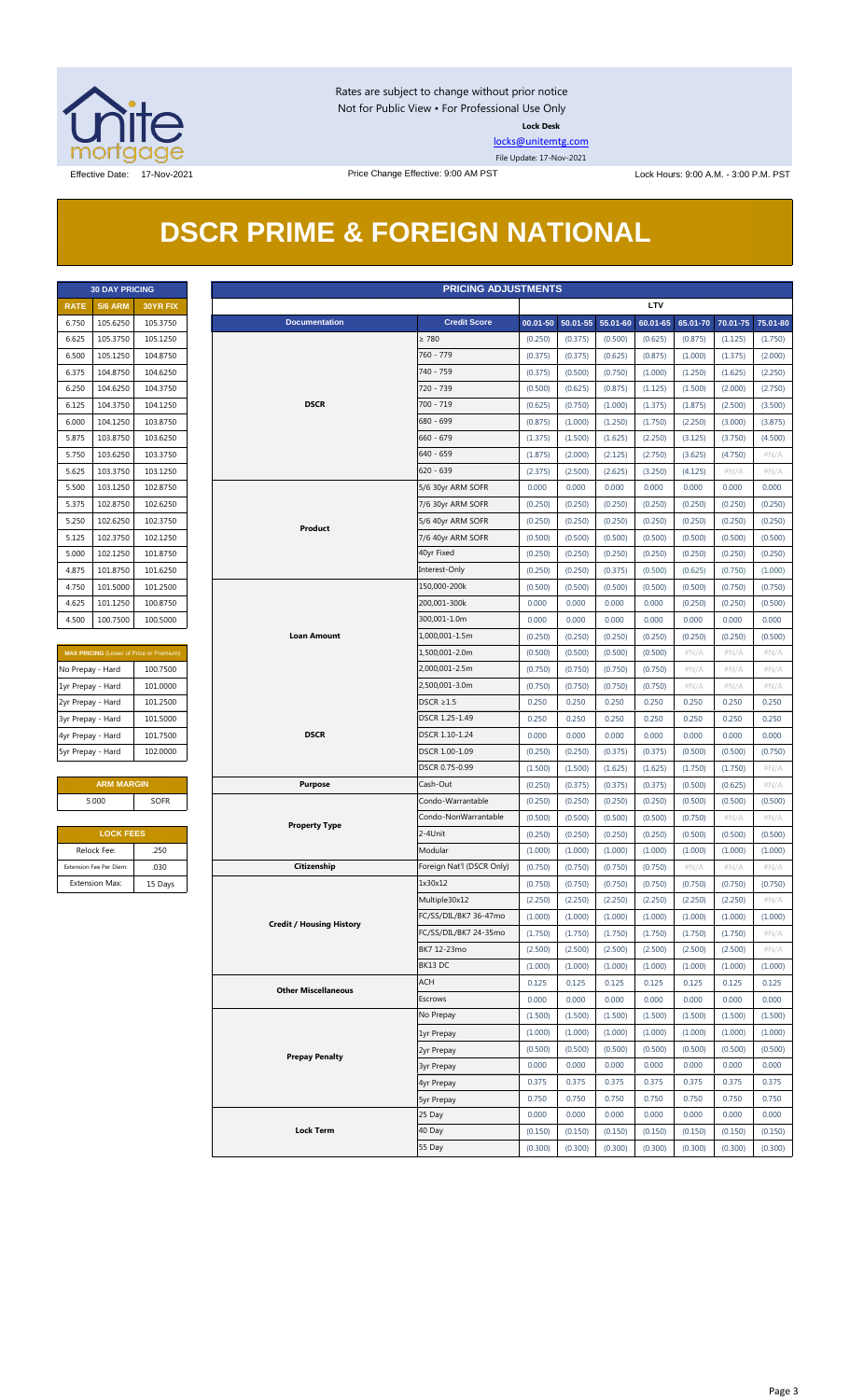Rates are subject to change without prior notice
Not for Public View • For Professional Use Only

**Lock Desk**

locks@unitemtg.com

File Update: 17-Nov-2021

Effective Date: 17-Nov-2021

Price Change Effective: 9:00 AM PST

Lock Hours: 9:00 A.M. - 3:00 P.M. PST

# DSCR PRIME & FOREIGN NATIONAL

| 30 DAY PRICING | | |
|---|---|---|
| RATE | 5/6 ARM | 30YR FIX |
| 6.750 | 105.6250 | 105.3750 |
| 6.625 | 105.3750 | 105.1250 |
| 6.500 | 105.1250 | 104.8750 |
| 6.375 | 104.8750 | 104.6250 |
| 6.250 | 104.6250 | 104.3750 |
| 6.125 | 104.3750 | 104.1250 |
| 6.000 | 104.1250 | 103.8750 |
| 5.875 | 103.8750 | 103.6250 |
| 5.750 | 103.6250 | 103.3750 |
| 5.625 | 103.3750 | 103.1250 |
| 5.500 | 103.1250 | 102.8750 |
| 5.375 | 102.8750 | 102.6250 |
| 5.250 | 102.6250 | 102.3750 |
| 5.125 | 102.3750 | 102.1250 |
| 5.000 | 102.1250 | 101.8750 |
| 4.875 | 101.8750 | 101.6250 |
| 4.750 | 101.5000 | 101.2500 |
| 4.625 | 101.1250 | 100.8750 |
| 4.500 | 100.7500 | 100.5000 |

| MAX PRICING (Lower of Price or Premium) | |
|---|---|
| No Prepay - Hard | 100.7500 |
| 1yr Prepay - Hard | 101.0000 |
| 2yr Prepay - Hard | 101.2500 |
| 3yr Prepay - Hard | 101.5000 |
| 4yr Prepay - Hard | 101.7500 |
| 5yr Prepay - Hard | 102.0000 |

| ARM MARGIN | |
|---|---|
| 5.000 | SOFR |

| LOCK FEES | |
|---|---|
| Relock Fee: | .250 |
| Extension Fee Per Diem: | .030 |
| Extension Max: | 15 Days |

| PRICING ADJUSTMENTS | | | | | | | | |
|---|---|---|---|---|---|---|---|---|
| | | LTV | | | | | | |
| Documentation | Credit Score | 00.01-50 | 50.01-55 | 55.01-60 | 60.01-65 | 65.01-70 | 70.01-75 | 75.01-80 |
| DSCR | ≥ 780 | (0.250) | (0.375) | (0.500) | (0.625) | (0.875) | (1.125) | (1.750) |
| | 760 - 779 | (0.375) | (0.375) | (0.625) | (0.875) | (1.000) | (1.375) | (2.000) |
| | 740 - 759 | (0.375) | (0.500) | (0.750) | (1.000) | (1.250) | (1.625) | (2.250) |
| | 720 - 739 | (0.500) | (0.625) | (0.875) | (1.125) | (1.500) | (2.000) | (2.750) |
| | 700 - 719 | (0.625) | (0.750) | (1.000) | (1.375) | (1.875) | (2.500) | (3.500) |
| | 680 - 699 | (0.875) | (1.000) | (1.250) | (1.750) | (2.250) | (3.000) | (3.875) |
| | 660 - 679 | (1.375) | (1.500) | (1.625) | (2.250) | (3.125) | (3.750) | (4.500) |
| | 640 - 659 | (1.875) | (2.000) | (2.125) | (2.750) | (3.625) | (4.750) | #N/A |
| | 620 - 639 | (2.375) | (2.500) | (2.625) | (3.250) | (4.125) | #N/A | #N/A |
| Product | 5/6 30yr ARM SOFR | 0.000 | 0.000 | 0.000 | 0.000 | 0.000 | 0.000 | 0.000 |
| | 7/6 30yr ARM SOFR | (0.250) | (0.250) | (0.250) | (0.250) | (0.250) | (0.250) | (0.250) |
| | 5/6 40yr ARM SOFR | (0.250) | (0.250) | (0.250) | (0.250) | (0.250) | (0.250) | (0.250) |
| | 7/6 40yr ARM SOFR | (0.500) | (0.500) | (0.500) | (0.500) | (0.500) | (0.500) | (0.500) |
| | 40yr Fixed | (0.250) | (0.250) | (0.250) | (0.250) | (0.250) | (0.250) | (0.250) |
| | Interest-Only | (0.250) | (0.250) | (0.375) | (0.500) | (0.625) | (0.750) | (1.000) |
| Loan Amount | 150,000-200k | (0.500) | (0.500) | (0.500) | (0.500) | (0.500) | (0.750) | (0.750) |
| | 200,001-300k | 0.000 | 0.000 | 0.000 | 0.000 | (0.250) | (0.250) | (0.500) |
| | 300,001-1.0m | 0.000 | 0.000 | 0.000 | 0.000 | 0.000 | 0.000 | 0.000 |
| | 1,000,001-1.5m | (0.250) | (0.250) | (0.250) | (0.250) | (0.250) | (0.250) | (0.500) |
| | 1,500,001-2.0m | (0.500) | (0.500) | (0.500) | (0.500) | #N/A | #N/A | #N/A |
| | 2,000,001-2.5m | (0.750) | (0.750) | (0.750) | (0.750) | #N/A | #N/A | #N/A |
| | 2,500,001-3.0m | (0.750) | (0.750) | (0.750) | (0.750) | #N/A | #N/A | #N/A |
| DSCR | DSCR ≥1.5 | 0.250 | 0.250 | 0.250 | 0.250 | 0.250 | 0.250 | 0.250 |
| | DSCR 1.25-1.49 | 0.250 | 0.250 | 0.250 | 0.250 | 0.250 | 0.250 | 0.250 |
| | DSCR 1.10-1.24 | 0.000 | 0.000 | 0.000 | 0.000 | 0.000 | 0.000 | 0.000 |
| | DSCR 1.00-1.09 | (0.250) | (0.250) | (0.375) | (0.375) | (0.500) | (0.500) | (0.750) |
| | DSCR 0.75-0.99 | (1.500) | (1.500) | (1.625) | (1.625) | (1.750) | (1.750) | #N/A |
| Purpose | Cash-Out | (0.250) | (0.375) | (0.375) | (0.375) | (0.500) | (0.625) | #N/A |
| Property Type | Condo-Warrantable | (0.250) | (0.250) | (0.250) | (0.250) | (0.500) | (0.500) | (0.500) |
| | Condo-NonWarrantable | (0.500) | (0.500) | (0.500) | (0.500) | (0.750) | #N/A | #N/A |
| | 2-4Unit | (0.250) | (0.250) | (0.250) | (0.250) | (0.500) | (0.500) | (0.500) |
| | Modular | (1.000) | (1.000) | (1.000) | (1.000) | (1.000) | (1.000) | (1.000) |
| Citizenship | Foreign Nat'l (DSCR Only) | (0.750) | (0.750) | (0.750) | (0.750) | #N/A | #N/A | #N/A |
| Credit / Housing History | 1x30x12 | (0.750) | (0.750) | (0.750) | (0.750) | (0.750) | (0.750) | (0.750) |
| | Multiple30x12 | (2.250) | (2.250) | (2.250) | (2.250) | (2.250) | (2.250) | #N/A |
| | FC/SS/DIL/BK7 36-47mo | (1.000) | (1.000) | (1.000) | (1.000) | (1.000) | (1.000) | (1.000) |
| | FC/SS/DIL/BK7 24-35mo | (1.750) | (1.750) | (1.750) | (1.750) | (1.750) | (1.750) | #N/A |
| | BK7 12-23mo | (2.500) | (2.500) | (2.500) | (2.500) | (2.500) | (2.500) | #N/A |
| | BK13 DC | (1.000) | (1.000) | (1.000) | (1.000) | (1.000) | (1.000) | (1.000) |
| Other Miscellaneous | ACH | 0.125 | 0.125 | 0.125 | 0.125 | 0.125 | 0.125 | 0.125 |
| | Escrows | 0.000 | 0.000 | 0.000 | 0.000 | 0.000 | 0.000 | 0.000 |
| Prepay Penalty | No Prepay | (1.500) | (1.500) | (1.500) | (1.500) | (1.500) | (1.500) | (1.500) |
| | 1yr Prepay | (1.000) | (1.000) | (1.000) | (1.000) | (1.000) | (1.000) | (1.000) |
| | 2yr Prepay | (0.500) | (0.500) | (0.500) | (0.500) | (0.500) | (0.500) | (0.500) |
| | 3yr Prepay | 0.000 | 0.000 | 0.000 | 0.000 | 0.000 | 0.000 | 0.000 |
| | 4yr Prepay | 0.375 | 0.375 | 0.375 | 0.375 | 0.375 | 0.375 | 0.375 |
| | 5yr Prepay | 0.750 | 0.750 | 0.750 | 0.750 | 0.750 | 0.750 | 0.750 |
| Lock Term | 25 Day | 0.000 | 0.000 | 0.000 | 0.000 | 0.000 | 0.000 | 0.000 |
| | 40 Day | (0.150) | (0.150) | (0.150) | (0.150) | (0.150) | (0.150) | (0.150) |
| | 55 Day | (0.300) | (0.300) | (0.300) | (0.300) | (0.300) | (0.300) | (0.300) |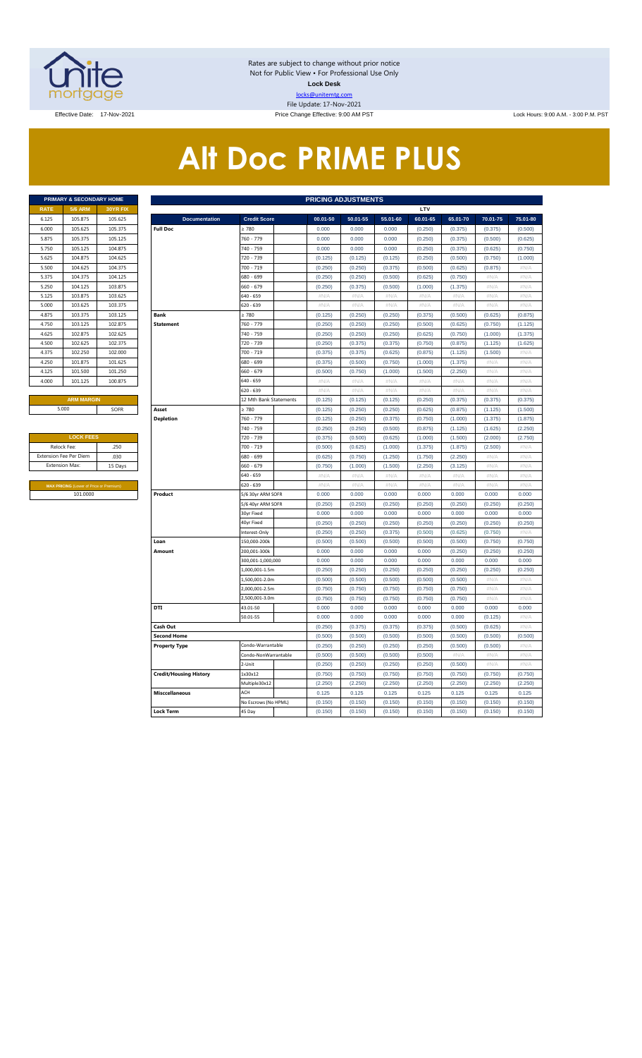Rates are subject to change without prior notice
Not for Public View • For Professional Use Only
**Lock Desk**
locks@unitemtg.com
File Update: 17-Nov-2021

Effective Date: 17-Nov-2021 | Price Change Effective: 9:00 AM PST | Lock Hours: 9:00 A.M. - 3:00 P.M. PST

# Alt Doc PRIME PLUS

| PRIMARY & SECONDARY HOME | | |
|---|---|---|
| RATE | 5/6 ARM | 30YR FIX |
| 6.125 | 105.875 | 105.625 |
| 6.000 | 105.625 | 105.375 |
| 5.875 | 105.375 | 105.125 |
| 5.750 | 105.125 | 104.875 |
| 5.625 | 104.875 | 104.625 |
| 5.500 | 104.625 | 104.375 |
| 5.375 | 104.375 | 104.125 |
| 5.250 | 104.125 | 103.875 |
| 5.125 | 103.875 | 103.625 |
| 5.000 | 103.625 | 103.375 |
| 4.875 | 103.375 | 103.125 |
| 4.750 | 103.125 | 102.875 |
| 4.625 | 102.875 | 102.625 |
| 4.500 | 102.625 | 102.375 |
| 4.375 | 102.250 | 102.000 |
| 4.250 | 101.875 | 101.625 |
| 4.125 | 101.500 | 101.250 |
| 4.000 | 101.125 | 100.875 |

| ARM MARGIN | |
|---|---|
| 5.000 | SOFR |

| LOCK FEES | |
|---|---|
| Relock Fee: | .250 |
| Extension Fee Per Diem | .030 |
| Extension Max: | 15 Days |

| MAX PRICING (Lower of Price or Premium) |
|---|
| 101.0000 |

| PRICING ADJUSTMENTS | | | | | | | | | |
|---|---|---|---|---|---|---|---|---|---|
| | | LTV | | | | | | | |
| Documentation | Credit Score | 00.01-50 | 50.01-55 | 55.01-60 | 60.01-65 | 65.01-70 | 70.01-75 | 75.01-80 |
| Full Doc | ≥ 780 | 0.000 | 0.000 | 0.000 | (0.250) | (0.375) | (0.375) | (0.500) |
| | 760 - 779 | 0.000 | 0.000 | 0.000 | (0.250) | (0.375) | (0.500) | (0.625) |
| | 740 - 759 | 0.000 | 0.000 | 0.000 | (0.250) | (0.375) | (0.625) | (0.750) |
| | 720 - 739 | (0.125) | (0.125) | (0.125) | (0.250) | (0.500) | (0.750) | (1.000) |
| | 700 - 719 | (0.250) | (0.250) | (0.375) | (0.500) | (0.625) | (0.875) | #N/A |
| | 680 - 699 | (0.250) | (0.250) | (0.500) | (0.625) | (0.750) | #N/A | #N/A |
| | 660 - 679 | (0.250) | (0.375) | (0.500) | (1.000) | (1.375) | #N/A | #N/A |
| | 640 - 659 | #N/A | #N/A | #N/A | #N/A | #N/A | #N/A | #N/A |
| | 620 - 639 | #N/A | #N/A | #N/A | #N/A | #N/A | #N/A | #N/A |
| Bank Statement | ≥ 780 | (0.125) | (0.250) | (0.250) | (0.375) | (0.500) | (0.625) | (0.875) |
| | 760 - 779 | (0.250) | (0.250) | (0.250) | (0.500) | (0.625) | (0.750) | (1.125) |
| | 740 - 759 | (0.250) | (0.250) | (0.250) | (0.625) | (0.750) | (1.000) | (1.375) |
| | 720 - 739 | (0.250) | (0.375) | (0.375) | (0.750) | (0.875) | (1.125) | (1.625) |
| | 700 - 719 | (0.375) | (0.375) | (0.625) | (0.875) | (1.125) | (1.500) | #N/A |
| | 680 - 699 | (0.375) | (0.500) | (0.750) | (1.000) | (1.375) | #N/A | #N/A |
| | 660 - 679 | (0.500) | (0.750) | (1.000) | (1.500) | (2.250) | #N/A | #N/A |
| | 640 - 659 | #N/A | #N/A | #N/A | #N/A | #N/A | #N/A | #N/A |
| | 620 - 639 | #N/A | #N/A | #N/A | #N/A | #N/A | #N/A | #N/A |
| | 12 Mth Bank Statements | (0.125) | (0.125) | (0.125) | (0.250) | (0.375) | (0.375) | (0.375) |
| Asset Depletion | ≥ 780 | (0.125) | (0.250) | (0.250) | (0.625) | (0.875) | (1.125) | (1.500) |
| | 760 - 779 | (0.125) | (0.250) | (0.375) | (0.750) | (1.000) | (1.375) | (1.875) |
| | 740 - 759 | (0.250) | (0.250) | (0.500) | (0.875) | (1.125) | (1.625) | (2.250) |
| | 720 - 739 | (0.375) | (0.500) | (0.625) | (1.000) | (1.500) | (2.000) | (2.750) |
| | 700 - 719 | (0.500) | (0.625) | (1.000) | (1.375) | (1.875) | (2.500) | #N/A |
| | 680 - 699 | (0.625) | (0.750) | (1.250) | (1.750) | (2.250) | #N/A | #N/A |
| | 660 - 679 | (0.750) | (1.000) | (1.500) | (2.250) | (3.125) | #N/A | #N/A |
| | 640 - 659 | #N/A | #N/A | #N/A | #N/A | #N/A | #N/A | #N/A |
| | 620 - 639 | #N/A | #N/A | #N/A | #N/A | #N/A | #N/A | #N/A |
| Product | 5/6 30yr ARM SOFR | 0.000 | 0.000 | 0.000 | 0.000 | 0.000 | 0.000 | 0.000 |
| | 5/6 40yr ARM SOFR | (0.250) | (0.250) | (0.250) | (0.250) | (0.250) | (0.250) | (0.250) |
| | 30yr Fixed | 0.000 | 0.000 | 0.000 | 0.000 | 0.000 | 0.000 | 0.000 |
| | 40yr Fixed | (0.250) | (0.250) | (0.250) | (0.250) | (0.250) | (0.250) | (0.250) |
| | Interest-Only | (0.250) | (0.250) | (0.375) | (0.500) | (0.625) | (0.750) | #N/A |
| Loan Amount | 150,000-200k | (0.500) | (0.500) | (0.500) | (0.500) | (0.500) | (0.750) | (0.750) |
| | 200,001-300k | 0.000 | 0.000 | 0.000 | 0.000 | (0.250) | (0.250) | (0.250) |
| | 300,001-1,000,000 | 0.000 | 0.000 | 0.000 | 0.000 | 0.000 | 0.000 | 0.000 |
| | 1,000,001-1.5m | (0.250) | (0.250) | (0.250) | (0.250) | (0.250) | (0.250) | (0.250) |
| | 1,500,001-2.0m | (0.500) | (0.500) | (0.500) | (0.500) | (0.500) | #N/A | #N/A |
| | 2,000,001-2.5m | (0.750) | (0.750) | (0.750) | (0.750) | (0.750) | #N/A | #N/A |
| | 2,500,001-3.0m | (0.750) | (0.750) | (0.750) | (0.750) | (0.750) | #N/A | #N/A |
| DTI | 43.01-50 | 0.000 | 0.000 | 0.000 | 0.000 | 0.000 | 0.000 | 0.000 |
| | 50.01-55 | 0.000 | 0.000 | 0.000 | 0.000 | 0.000 | (0.125) | #N/A |
| Cash Out | | (0.250) | (0.375) | (0.375) | (0.375) | (0.500) | (0.625) | #N/A |
| Second Home | | (0.500) | (0.500) | (0.500) | (0.500) | (0.500) | (0.500) | (0.500) |
| Property Type | Condo-Warrantable | (0.250) | (0.250) | (0.250) | (0.250) | (0.500) | (0.500) | #N/A |
| | Condo-NonWarrantable | (0.500) | (0.500) | (0.500) | (0.500) | #N/A | #N/A | #N/A |
| | 2-Unit | (0.250) | (0.250) | (0.250) | (0.250) | (0.500) | #N/A | #N/A |
| Credit/Housing History | 1x30x12 | (0.750) | (0.750) | (0.750) | (0.750) | (0.750) | (0.750) | (0.750) |
| | Multiple30x12 | (2.250) | (2.250) | (2.250) | (2.250) | (2.250) | (2.250) | (2.250) |
| Misccellaneous | ACH | 0.125 | 0.125 | 0.125 | 0.125 | 0.125 | 0.125 | 0.125 |
| | No Escrows (No HPML) | (0.150) | (0.150) | (0.150) | (0.150) | (0.150) | (0.150) | (0.150) |
| Lock Term | 45 Day | (0.150) | (0.150) | (0.150) | (0.150) | (0.150) | (0.150) | (0.150) |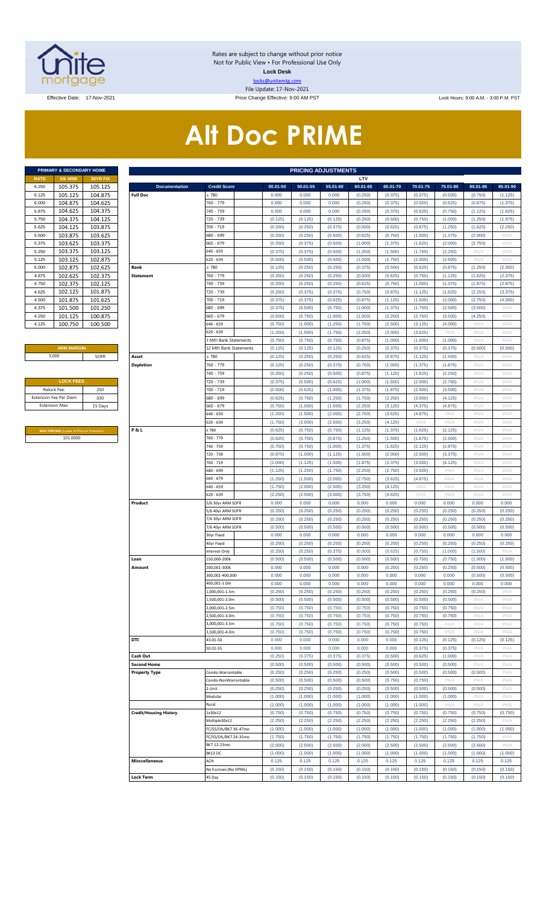Rates are subject to change without prior notice
Not for Public View • For Professional Use Only
**Lock Desk**
locks@unitemtg.com
File Update: 17-Nov-2021

Effective Date: 17-Nov-2021 | Price Change Effective: 9:00 AM PST | Lock Hours: 9:00 A.M. - 3:00 P.M. PST

# Alt Doc PRIME

| PRIMARY & SECONDARY HOME | | |
|---|---|---|
| RATE | 5/6 ARM | 30YR FIX |
| 6.250 | 105.375 | 105.125 |
| 6.125 | 105.125 | 104.875 |
| 6.000 | 104.875 | 104.625 |
| 5.875 | 104.625 | 104.375 |
| 5.750 | 104.375 | 104.125 |
| 5.625 | 104.125 | 103.875 |
| 5.500 | 103.875 | 103.625 |
| 5.375 | 103.625 | 103.375 |
| 5.250 | 103.375 | 103.125 |
| 5.125 | 103.125 | 102.875 |
| 5.000 | 102.875 | 102.625 |
| 4.875 | 102.625 | 102.375 |
| 4.750 | 102.375 | 102.125 |
| 4.625 | 102.125 | 101.875 |
| 4.500 | 101.875 | 101.625 |
| 4.375 | 101.500 | 101.250 |
| 4.250 | 101.125 | 100.875 |
| 4.125 | 100.750 | 100.500 |

| ARM MARGIN | |
|---|---|
| 5.000 | SOFR |

| LOCK FEES | |
|---|---|
| Relock Fee: | .250 |
| Extension Fee Per Diem | .030 |
| Extension Max: | 15 Days |

| MAX PRICING (Lower of Price or Premium) |
|---|
| 101.0000 |

| PRICING ADJUSTMENTS | | | | | | | | | | | |
|---|---|---|---|---|---|---|---|---|---|---|---|
| | | LTV | | | | | | | | | |
| Documentation | Credit Score | 00.01-50 | 50.01-55 | 55.01-60 | 60.01-65 | 65.01-70 | 70.01-75 | 75.01-80 | 80.01-85 | 85.01-90 |
| Full Doc | ≥ 780 | 0.000 | 0.000 | 0.000 | (0.250) | (0.375) | (0.375) | (0.500) | (0.750) | (1.125) |
| | 760 - 779 | 0.000 | 0.000 | 0.000 | (0.250) | (0.375) | (0.500) | (0.625) | (0.875) | (1.375) |
| | 740 - 759 | 0.000 | 0.000 | 0.000 | (0.250) | (0.375) | (0.625) | (0.750) | (1.125) | (1.625) |
| | 720 - 739 | (0.125) | (0.125) | (0.125) | (0.250) | (0.500) | (0.750) | (1.000) | (1.250) | (1.875) |
| | 700 - 719 | (0.250) | (0.250) | (0.375) | (0.500) | (0.625) | (0.875) | (1.250) | (1.625) | (2.250) |
| | 680 - 699 | (0.250) | (0.250) | (0.500) | (0.625) | (0.750) | (1.000) | (1.375) | (2.000) | #N/A |
| | 660 - 679 | (0.250) | (0.375) | (0.500) | (1.000) | (1.375) | (1.625) | (2.000) | (2.750) | #N/A |
| | 640 - 659 | (0.375) | (0.375) | (0.500) | (1.250) | (1.500) | (1.750) | (2.250) | #N/A | #N/A |
| | 620 - 639 | (0.500) | (0.500) | (0.500) | (1.500) | (1.750) | (2.000) | (2.500) | #N/A | #N/A |
| Bank Statement | ≥ 780 | (0.125) | (0.250) | (0.250) | (0.375) | (0.500) | (0.625) | (0.875) | (1.250) | (2.000) |
| | 760 - 779 | (0.250) | (0.250) | (0.250) | (0.500) | (0.625) | (0.750) | (1.125) | (1.625) | (2.375) |
| | 740 - 759 | (0.250) | (0.250) | (0.250) | (0.625) | (0.750) | (1.000) | (1.375) | (1.875) | (2.875) |
| | 720 - 739 | (0.250) | (0.375) | (0.375) | (0.750) | (0.875) | (1.125) | (1.625) | (2.250) | (3.375) |
| | 700 - 719 | (0.375) | (0.375) | (0.625) | (0.875) | (1.125) | (1.500) | (2.000) | (2.750) | (4.000) |
| | 680 - 699 | (0.375) | (0.500) | (0.750) | (1.000) | (1.375) | (1.750) | (2.500) | (3.500) | #N/A |
| | 660 - 679 | (0.500) | (0.750) | (1.000) | (1.500) | (2.250) | (2.750) | (3.500) | (4.250) | #N/A |
| | 640 - 659 | (0.750) | (1.000) | (1.250) | (1.750) | (2.500) | (3.125) | (4.000) | #N/A | #N/A |
| | 620 - 639 | (1.250) | (1.500) | (1.750) | (2.250) | (3.000) | (3.625) | #N/A | #N/A | #N/A |
| | 3 Mth Bank Statements | (0.750) | (0.750) | (0.750) | (0.875) | (1.000) | (1.000) | (1.000) | #N/A | #N/A |
| | 12 Mth Bank Statements | (0.125) | (0.125) | (0.125) | (0.250) | (0.375) | (0.375) | (0.375) | (0.500) | (0.500) |
| Asset Depletion | ≥ 780 | (0.125) | (0.250) | (0.250) | (0.625) | (0.875) | (1.125) | (1.500) | #N/A | #N/A |
| | 760 - 779 | (0.125) | (0.250) | (0.375) | (0.750) | (1.000) | (1.375) | (1.875) | #N/A | #N/A |
| | 740 - 759 | (0.250) | (0.250) | (0.500) | (0.875) | (1.125) | (1.625) | (2.250) | #N/A | #N/A |
| | 720 - 739 | (0.375) | (0.500) | (0.625) | (1.000) | (1.500) | (2.000) | (2.750) | #N/A | #N/A |
| | 700 - 719 | (0.500) | (0.625) | (1.000) | (1.375) | (1.875) | (2.500) | (3.500) | #N/A | #N/A |
| | 680 - 699 | (0.625) | (0.750) | (1.250) | (1.750) | (2.250) | (3.000) | (4.125) | #N/A | #N/A |
| | 660 - 679 | (0.750) | (1.000) | (1.500) | (2.250) | (3.125) | (4.375) | (4.875) | #N/A | #N/A |
| | 640 - 659 | (1.250) | (1.500) | (2.000) | (2.750) | (3.625) | (4.875) | #N/A | #N/A | #N/A |
| | 620 - 639 | (1.750) | (2.000) | (2.500) | (3.250) | (4.125) | #N/A | #N/A | #N/A | #N/A |
| P & L | ≥ 780 | (0.625) | (0.750) | (0.750) | (1.125) | (1.375) | (1.625) | (2.125) | #N/A | #N/A |
| | 760 - 779 | (0.625) | (0.750) | (0.875) | (1.250) | (1.500) | (1.875) | (2.500) | #N/A | #N/A |
| | 740 - 759 | (0.750) | (0.750) | (1.000) | (1.375) | (1.625) | (2.125) | (2.875) | #N/A | #N/A |
| | 720 - 739 | (0.875) | (1.000) | (1.125) | (1.500) | (2.000) | (2.500) | (3.375) | #N/A | #N/A |
| | 700 - 719 | (1.000) | (1.125) | (1.500) | (1.875) | (2.375) | (3.000) | (4.125) | #N/A | #N/A |
| | 680 - 699 | (1.125) | (1.250) | (1.750) | (2.250) | (2.750) | (3.500) | #N/A | #N/A | #N/A |
| | 660 - 679 | (1.250) | (1.500) | (2.000) | (2.750) | (3.625) | (4.875) | #N/A | #N/A | #N/A |
| | 640 - 659 | (1.750) | (2.000) | (2.500) | (3.250) | (4.125) | #N/A | #N/A | #N/A | #N/A |
| | 620 - 639 | (2.250) | (2.500) | (3.000) | (3.750) | (4.625) | #N/A | #N/A | #N/A | #N/A |
| Product | 5/6 30yr ARM SOFR | 0.000 | 0.000 | 0.000 | 0.000 | 0.000 | 0.000 | 0.000 | 0.000 | 0.000 |
| | 5/6 40yr ARM SOFR | (0.250) | (0.250) | (0.250) | (0.250) | (0.250) | (0.250) | (0.250) | (0.250) | (0.250) |
| | 7/6 30yr ARM SOFR | (0.250) | (0.250) | (0.250) | (0.250) | (0.250) | (0.250) | (0.250) | (0.250) | (0.250) |
| | 7/6 40yr ARM SOFR | (0.500) | (0.500) | (0.500) | (0.500) | (0.500) | (0.500) | (0.500) | (0.500) | (0.500) |
| | 30yr Fixed | 0.000 | 0.000 | 0.000 | 0.000 | 0.000 | 0.000 | 0.000 | 0.000 | 0.000 |
| | 40yr Fixed | (0.250) | (0.250) | (0.250) | (0.250) | (0.250) | (0.250) | (0.250) | (0.250) | (0.250) |
| | Interest-Only | (0.250) | (0.250) | (0.375) | (0.500) | (0.625) | (0.750) | (1.000) | (1.500) | #N/A |
| Loan Amount | 150,000-200k | (0.500) | (0.500) | (0.500) | (0.500) | (0.500) | (0.750) | (0.750) | (1.000) | (1.000) |
| | 200,001-300k | 0.000 | 0.000 | 0.000 | 0.000 | (0.250) | (0.250) | (0.250) | (0.500) | (0.500) |
| | 300,001-400,000 | 0.000 | 0.000 | 0.000 | 0.000 | 0.000 | 0.000 | 0.000 | (0.500) | (0.500) |
| | 400,001-1.0m | 0.000 | 0.000 | 0.000 | 0.000 | 0.000 | 0.000 | 0.000 | 0.000 | 0.000 |
| | 1,000,001-1.5m | (0.250) | (0.250) | (0.250) | (0.250) | (0.250) | (0.250) | (0.250) | (0.250) | #N/A |
| | 1,500,001-2.0m | (0.500) | (0.500) | (0.500) | (0.500) | (0.500) | (0.500) | (0.500) | #N/A | #N/A |
| | 2,000,001-2.5m | (0.750) | (0.750) | (0.750) | (0.750) | (0.750) | (0.750) | (0.750) | #N/A | #N/A |
| | 2,500,001-3.0m | (0.750) | (0.750) | (0.750) | (0.750) | (0.750) | (0.750) | (0.750) | #N/A | #N/A |
| | 3,000,001-3.5m | (0.750) | (0.750) | (0.750) | (0.750) | (0.750) | (0.750) | #N/A | #N/A | #N/A |
| | 3,500,001-4.0m | (0.750) | (0.750) | (0.750) | (0.750) | (0.750) | (0.750) | #N/A | #N/A | #N/A |
| DTI | 43.01-50 | 0.000 | 0.000 | 0.000 | 0.000 | 0.000 | (0.125) | (0.125) | (0.125) | (0.125) |
| | 50.01-55 | 0.000 | 0.000 | 0.000 | 0.000 | 0.000 | (0.375) | (0.375) | #N/A | #N/A |
| Cash Out | | (0.250) | (0.375) | (0.375) | (0.375) | (0.500) | (0.625) | (1.000) | #N/A | #N/A |
| Second Home | | (0.500) | (0.500) | (0.500) | (0.500) | (0.500) | (0.500) | (0.500) | #N/A | #N/A |
| Property Type | Condo-Warrantable | (0.250) | (0.250) | (0.250) | (0.250) | (0.500) | (0.500) | (0.500) | (0.500) | #N/A |
| | Condo-NonWarrantable | (0.500) | (0.500) | (0.500) | (0.500) | (0.750) | (0.750) | #N/A | #N/A | #N/A |
| | 2-Unit | (0.250) | (0.250) | (0.250) | (0.250) | (0.500) | (0.500) | (0.500) | (0.500) | #N/A |
| | Modular | (1.000) | (1.000) | (1.000) | (1.000) | (1.000) | (1.000) | (1.000) | #N/A | #N/A |
| | Rural | (1.000) | (1.000) | (1.000) | (1.000) | (1.000) | (1.000) | #N/A | #N/A | #N/A |
| Credit/Housing History | 1x30x12 | (0.750) | (0.750) | (0.750) | (0.750) | (0.750) | (0.750) | (0.750) | (0.750) | (0.750) |
| | Multiple30x12 | (2.250) | (2.250) | (2.250) | (2.250) | (2.250) | (2.250) | (2.250) | (2.250) | #N/A |
| | FC/SS/DIL/BK7 36-47mo | (1.000) | (1.000) | (1.000) | (1.000) | (1.000) | (1.000) | (1.000) | (1.000) | (1.000) |
| | FC/SS/DIL/BK7 24-35mo | (1.750) | (1.750) | (1.750) | (1.750) | (1.750) | (1.750) | (1.750) | (1.750) | #N/A |
| | BK7 12-23mo | (2.500) | (2.500) | (2.500) | (2.500) | (2.500) | (2.500) | (2.500) | (2.500) | #N/A |
| | BK13 DC | (1.000) | (1.000) | (1.000) | (1.000) | (1.000) | (1.000) | (1.000) | (1.000) | (1.000) |
| Misccellaneous | ACH | 0.125 | 0.125 | 0.125 | 0.125 | 0.125 | 0.125 | 0.125 | 0.125 | 0.125 |
| | No Escrows (No HPML) | (0.150) | (0.150) | (0.150) | (0.150) | (0.150) | (0.150) | (0.150) | (0.150) | (0.150) |
| Lock Term | 45 Day | (0.150) | (0.150) | (0.150) | (0.150) | (0.150) | (0.150) | (0.150) | (0.150) | (0.150) |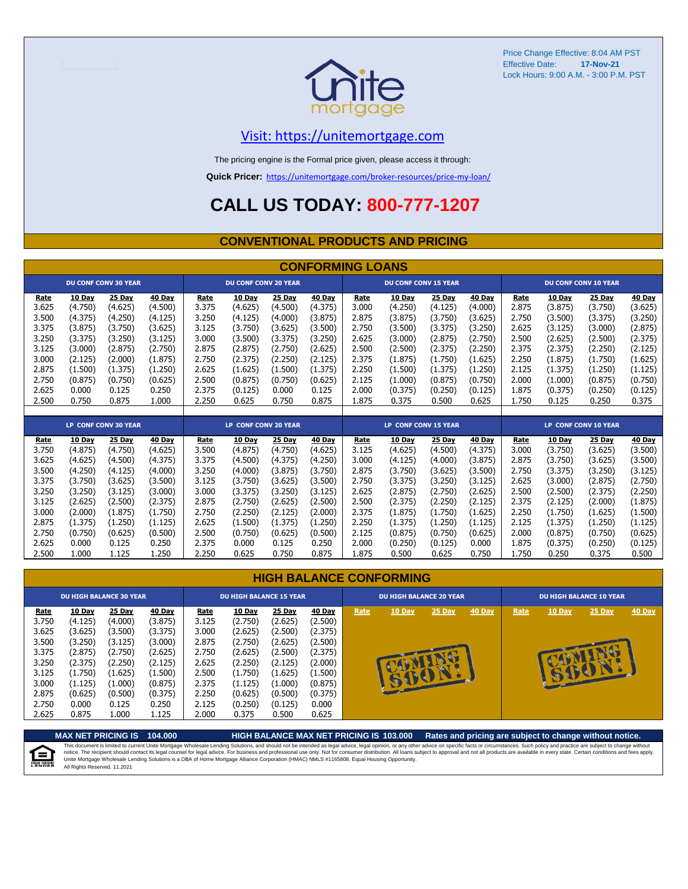Price Change Effective: 8:04 AM PST
Effective Date: **17-Nov-21**
Lock Hours: 9:00 A.M. - 3:00 P.M. PST

Visit: https://unitemortgage.com

The pricing engine is the Formal price given, please access it through:

**Quick Pricer:** https://unitemortgage.com/broker-resources/price-my-loan/

# CALL US TODAY: 800-777-1207

## CONVENTIONAL PRODUCTS AND PRICING

### CONFORMING LOANS

| DU CONF CONV 30 YEAR | | | | DU CONF CONV 20 YEAR | | | | DU CONF CONV 15 YEAR | | | | DU CONF CONV 10 YEAR | | | |
|---|---|---|---|---|---|---|---|---|---|---|---|---|---|---|---|
| Rate | 10 Day | 25 Day | 40 Day | Rate | 10 Day | 25 Day | 40 Day | Rate | 10 Day | 25 Day | 40 Day | Rate | 10 Day | 25 Day | 40 Day |
| 3.625 | (4.750) | (4.625) | (4.500) | 3.375 | (4.625) | (4.500) | (4.375) | 3.000 | (4.250) | (4.125) | (4.000) | 2.875 | (3.875) | (3.750) | (3.625) |
| 3.500 | (4.375) | (4.250) | (4.125) | 3.250 | (4.125) | (4.000) | (3.875) | 2.875 | (3.875) | (3.750) | (3.625) | 2.750 | (3.500) | (3.375) | (3.250) |
| 3.375 | (3.875) | (3.750) | (3.625) | 3.125 | (3.750) | (3.625) | (3.500) | 2.750 | (3.500) | (3.375) | (3.250) | 2.625 | (3.125) | (3.000) | (2.875) |
| 3.250 | (3.375) | (3.250) | (3.125) | 3.000 | (3.500) | (3.375) | (3.250) | 2.625 | (3.000) | (2.875) | (2.750) | 2.500 | (2.625) | (2.500) | (2.375) |
| 3.125 | (3.000) | (2.875) | (2.750) | 2.875 | (2.875) | (2.750) | (2.625) | 2.500 | (2.500) | (2.375) | (2.250) | 2.375 | (2.375) | (2.250) | (2.125) |
| 3.000 | (2.125) | (2.000) | (1.875) | 2.750 | (2.375) | (2.250) | (2.125) | 2.375 | (1.875) | (1.750) | (1.625) | 2.250 | (1.875) | (1.750) | (1.625) |
| 2.875 | (1.500) | (1.375) | (1.250) | 2.625 | (1.625) | (1.500) | (1.375) | 2.250 | (1.500) | (1.375) | (1.250) | 2.125 | (1.375) | (1.250) | (1.125) |
| 2.750 | (0.875) | (0.750) | (0.625) | 2.500 | (0.875) | (0.750) | (0.625) | 2.125 | (1.000) | (0.875) | (0.750) | 2.000 | (1.000) | (0.875) | (0.750) |
| 2.625 | 0.000 | 0.125 | 0.250 | 2.375 | (0.125) | 0.000 | 0.125 | 2.000 | (0.375) | (0.250) | (0.125) | 1.875 | (0.375) | (0.250) | (0.125) |
| 2.500 | 0.750 | 0.875 | 1.000 | 2.250 | 0.625 | 0.750 | 0.875 | 1.875 | 0.375 | 0.500 | 0.625 | 1.750 | 0.125 | 0.250 | 0.375 |

| LP CONF CONV 30 YEAR | | | | LP CONF CONV 20 YEAR | | | | LP CONF CONV 15 YEAR | | | | LP CONF CONV 10 YEAR | | | |
|---|---|---|---|---|---|---|---|---|---|---|---|---|---|---|---|
| Rate | 10 Day | 25 Day | 40 Day | Rate | 10 Day | 25 Day | 40 Day | Rate | 10 Day | 25 Day | 40 Day | Rate | 10 Day | 25 Day | 40 Day |
| 3.750 | (4.875) | (4.750) | (4.625) | 3.500 | (4.875) | (4.750) | (4.625) | 3.125 | (4.625) | (4.500) | (4.375) | 3.000 | (3.750) | (3.625) | (3.500) |
| 3.625 | (4.625) | (4.500) | (4.375) | 3.375 | (4.500) | (4.375) | (4.250) | 3.000 | (4.125) | (4.000) | (3.875) | 2.875 | (3.750) | (3.625) | (3.500) |
| 3.500 | (4.250) | (4.125) | (4.000) | 3.250 | (4.000) | (3.875) | (3.750) | 2.875 | (3.750) | (3.625) | (3.500) | 2.750 | (3.375) | (3.250) | (3.125) |
| 3.375 | (3.750) | (3.625) | (3.500) | 3.125 | (3.750) | (3.625) | (3.500) | 2.750 | (3.375) | (3.250) | (3.125) | 2.625 | (3.000) | (2.875) | (2.750) |
| 3.250 | (3.250) | (3.125) | (3.000) | 3.000 | (3.375) | (3.250) | (3.125) | 2.625 | (2.875) | (2.750) | (2.625) | 2.500 | (2.500) | (2.375) | (2.250) |
| 3.125 | (2.625) | (2.500) | (2.375) | 2.875 | (2.750) | (2.625) | (2.500) | 2.500 | (2.375) | (2.250) | (2.125) | 2.375 | (2.125) | (2.000) | (1.875) |
| 3.000 | (2.000) | (1.875) | (1.750) | 2.750 | (2.250) | (2.125) | (2.000) | 2.375 | (1.875) | (1.750) | (1.625) | 2.250 | (1.750) | (1.625) | (1.500) |
| 2.875 | (1.375) | (1.250) | (1.125) | 2.625 | (1.500) | (1.375) | (1.250) | 2.250 | (1.375) | (1.250) | (1.125) | 2.125 | (1.375) | (1.250) | (1.125) |
| 2.750 | (0.750) | (0.625) | (0.500) | 2.500 | (0.750) | (0.625) | (0.500) | 2.125 | (0.875) | (0.750) | (0.625) | 2.000 | (0.875) | (0.750) | (0.625) |
| 2.625 | 0.000 | 0.125 | 0.250 | 2.375 | 0.000 | 0.125 | 0.250 | 2.000 | (0.250) | (0.125) | 0.000 | 1.875 | (0.375) | (0.250) | (0.125) |
| 2.500 | 1.000 | 1.125 | 1.250 | 2.250 | 0.625 | 0.750 | 0.875 | 1.875 | 0.500 | 0.625 | 0.750 | 1.750 | 0.250 | 0.375 | 0.500 |

### HIGH BALANCE CONFORMING

| DU HIGH BALANCE 30 YEAR | | | | DU HIGH BALANCE 15 YEAR | | | | DU HIGH BALANCE 20 YEAR | | | | DU HIGH BALANCE 10 YEAR | | | |
|---|---|---|---|---|---|---|---|---|---|---|---|---|---|---|---|
| Rate | 10 Day | 25 Day | 40 Day | Rate | 10 Day | 25 Day | 40 Day | Rate | 10 Day | 25 Day | 40 Day | Rate | 10 Day | 25 Day | 40 Day |
| 3.750 | (4.125) | (4.000) | (3.875) | 3.125 | (2.750) | (2.625) | (2.500) | COMING SOON! | | | | COMING SOON! | | | |
| 3.625 | (3.625) | (3.500) | (3.375) | 3.000 | (2.625) | (2.500) | (2.375) | | | | | | | | |
| 3.500 | (3.250) | (3.125) | (3.000) | 2.875 | (2.750) | (2.625) | (2.500) | | | | | | | | |
| 3.375 | (2.875) | (2.750) | (2.625) | 2.750 | (2.625) | (2.500) | (2.375) | | | | | | | | |
| 3.250 | (2.375) | (2.250) | (2.125) | 2.625 | (2.250) | (2.125) | (2.000) | | | | | | | | |
| 3.125 | (1.750) | (1.625) | (1.500) | 2.500 | (1.750) | (1.625) | (1.500) | | | | | | | | |
| 3.000 | (1.125) | (1.000) | (0.875) | 2.375 | (1.125) | (1.000) | (0.875) | | | | | | | | |
| 2.875 | (0.625) | (0.500) | (0.375) | 2.250 | (0.625) | (0.500) | (0.375) | | | | | | | | |
| 2.750 | 0.000 | 0.125 | 0.250 | 2.125 | (0.250) | (0.125) | 0.000 | | | | | | | | |
| 2.625 | 0.875 | 1.000 | 1.125 | 2.000 | 0.375 | 0.500 | 0.625 | | | | | | | | |

**MAX NET PRICING IS 104.000** **HIGH BALANCE MAX NET PRICING IS 103.000** **Rates and pricing are subject to change without notice.**

This document is limited to current Unite Mortgage Wholesale Lending Solutions, and should not be intended as legal advice, legal opinion, or any other advice on specific facts or circumstances. Such policy and practice are subject to change without notice. The recipient should contact its legal counsel for legal advice. For business and professional use only. Not for consumer distribution. All loans subject to approval and not all products are available in every state. Certain conditions and fees apply. Unite Mortgage Wholesale Lending Solutions is a DBA of Home Mortgage Alliance Corporation (HMAC) NMLS #1165808. Equal Housing Opportunity.
All Rights Reserved. 11.2021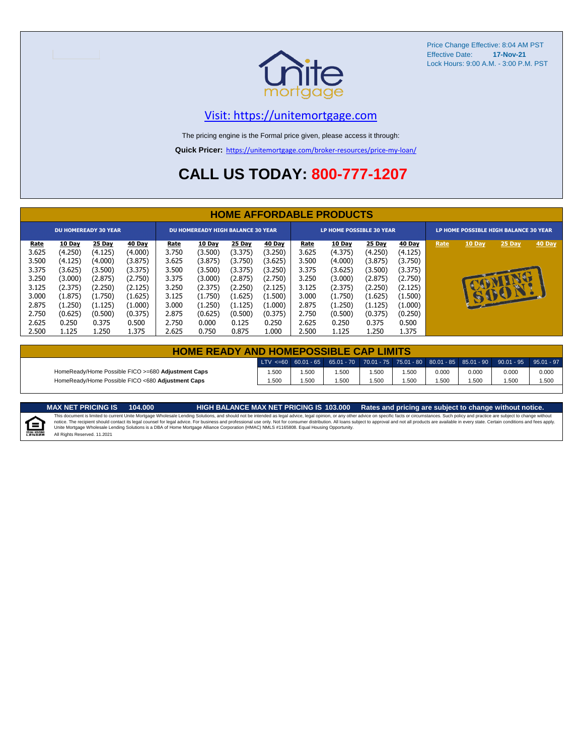Price Change Effective: 8:04 AM PST
Effective Date: **17-Nov-21**
Lock Hours: 9:00 A.M. - 3:00 P.M. PST

Visit: https://unitemortgage.com

The pricing engine is the Formal price given, please access it through:

**Quick Pricer:** https://unitemortgage.com/broker-resources/price-my-loan/

# CALL US TODAY: 800-777-1207

## HOME AFFORDABLE PRODUCTS

| DU HOMEREADY 30 YEAR | | | | DU HOMEREADY HIGH BALANCE 30 YEAR | | | | LP HOME POSSIBLE 30 YEAR | | | | LP HOME POSSIBLE HIGH BALANCE 30 YEAR | | | |
|---|---|---|---|---|---|---|---|---|---|---|---|---|---|---|---|
| Rate | 10 Day | 25 Day | 40 Day | Rate | 10 Day | 25 Day | 40 Day | Rate | 10 Day | 25 Day | 40 Day | Rate | 10 Day | 25 Day | 40 Day |
| 3.625 | (4.250) | (4.125) | (4.000) | 3.750 | (3.500) | (3.375) | (3.250) | 3.625 | (4.375) | (4.250) | (4.125) | | | | |
| 3.500 | (4.125) | (4.000) | (3.875) | 3.625 | (3.875) | (3.750) | (3.625) | 3.500 | (4.000) | (3.875) | (3.750) | | | | |
| 3.375 | (3.625) | (3.500) | (3.375) | 3.500 | (3.500) | (3.375) | (3.250) | 3.375 | (3.625) | (3.500) | (3.375) | | COMING SOON! | | |
| 3.250 | (3.000) | (2.875) | (2.750) | 3.375 | (3.000) | (2.875) | (2.750) | 3.250 | (3.000) | (2.875) | (2.750) | | | | |
| 3.125 | (2.375) | (2.250) | (2.125) | 3.250 | (2.375) | (2.250) | (2.125) | 3.125 | (2.375) | (2.250) | (2.125) | | | | |
| 3.000 | (1.875) | (1.750) | (1.625) | 3.125 | (1.750) | (1.625) | (1.500) | 3.000 | (1.750) | (1.625) | (1.500) | | | | |
| 2.875 | (1.250) | (1.125) | (1.000) | 3.000 | (1.250) | (1.125) | (1.000) | 2.875 | (1.250) | (1.125) | (1.000) | | | | |
| 2.750 | (0.625) | (0.500) | (0.375) | 2.875 | (0.625) | (0.500) | (0.375) | 2.750 | (0.500) | (0.375) | (0.250) | | | | |
| 2.625 | 0.250 | 0.375 | 0.500 | 2.750 | 0.000 | 0.125 | 0.250 | 2.625 | 0.250 | 0.375 | 0.500 | | | | |
| 2.500 | 1.125 | 1.250 | 1.375 | 2.625 | 0.750 | 0.875 | 1.000 | 2.500 | 1.125 | 1.250 | 1.375 | | | | |

## HOME READY AND HOMEPOSSIBLE CAP LIMITS

| | LTV <=60 | 60.01 - 65 | 65.01 - 70 | 70.01 - 75 | 75.01 - 80 | 80.01 - 85 | 85.01 - 90 | 90.01 - 95 | 95.01 - 97 |
|---|---|---|---|---|---|---|---|---|---|
| HomeReady/Home Possible FICO >=680 **Adjustment Caps** | 1.500 | 1.500 | 1.500 | 1.500 | 1.500 | 0.000 | 0.000 | 0.000 | 0.000 |
| HomeReady/Home Possible FICO <680 **Adjustment Caps** | 1.500 | 1.500 | 1.500 | 1.500 | 1.500 | 1.500 | 1.500 | 1.500 | 1.500 |

**MAX NET PRICING IS 104.000** **HIGH BALANCE MAX NET PRICING IS 103.000** **Rates and pricing are subject to change without notice.**

This document is limited to current Unite Mortgage Wholesale Lending Solutions, and should not be intended as legal advice, legal opinion, or any other advice on specific facts or circumstances. Such policy and practice are subject to change without notice. The recipient should contact its legal counsel for legal advice. For business and professional use only. Not for consumer distribution. All loans subject to approval and not all products are available in every state. Certain conditions and fees apply. Unite Mortgage Wholesale Lending Solutions is a DBA of Home Mortgage Alliance Corporation (HMAC) NMLS #1165808. Equal Housing Opportunity.
All Rights Reserved. 11.2021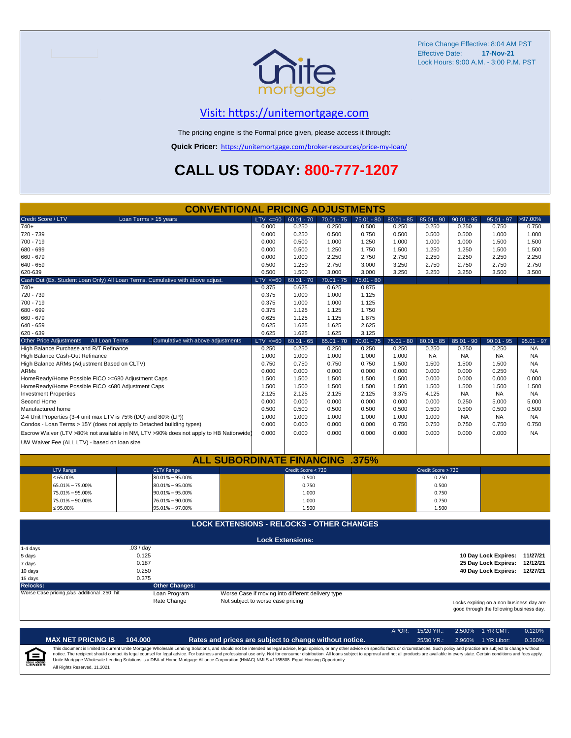Price Change Effective: 8:04 AM PST
Effective Date: **17-Nov-21**
Lock Hours: 9:00 A.M. - 3:00 P.M. PST

## [Visit: https://unitemortgage.com](https://unitemortgage.com)

The pricing engine is the Formal price given, please access it through:

**Quick Pricer:** https://unitemortgage.com/broker-resources/price-my-loan/

# CALL US TODAY: 800-777-1207

## CONVENTIONAL PRICING ADJUSTMENTS

| Credit Score / LTV — Loan Terms > 15 years | LTV <=60 | 60.01 - 70 | 70.01 - 75 | 75.01 - 80 | 80.01 - 85 | 85.01 - 90 | 90.01 - 95 | 95.01 - 97 | >97.00% |
|---|---|---|---|---|---|---|---|---|---|
| 740+ | 0.000 | 0.250 | 0.250 | 0.500 | 0.250 | 0.250 | 0.250 | 0.750 | 0.750 |
| 720 - 739 | 0.000 | 0.250 | 0.500 | 0.750 | 0.500 | 0.500 | 0.500 | 1.000 | 1.000 |
| 700 - 719 | 0.000 | 0.500 | 1.000 | 1.250 | 1.000 | 1.000 | 1.000 | 1.500 | 1.500 |
| 680 - 699 | 0.000 | 0.500 | 1.250 | 1.750 | 1.500 | 1.250 | 1.250 | 1.500 | 1.500 |
| 660 - 679 | 0.000 | 1.000 | 2.250 | 2.750 | 2.750 | 2.250 | 2.250 | 2.250 | 2.250 |
| 640 - 659 | 0.500 | 1.250 | 2.750 | 3.000 | 3.250 | 2.750 | 2.750 | 2.750 | 2.750 |
| 620-639 | 0.500 | 1.500 | 3.000 | 3.000 | 3.250 | 3.250 | 3.250 | 3.500 | 3.500 |

| Cash Out (Ex. Student Loan Only) All Loan Terms. Cumulative with above adjust. | LTV <=60 | 60.01 - 70 | 70.01 - 75 | 75.01 - 80 |
|---|---|---|---|---|
| 740+ | 0.375 | 0.625 | 0.625 | 0.875 |
| 720 - 739 | 0.375 | 1.000 | 1.000 | 1.125 |
| 700 - 719 | 0.375 | 1.000 | 1.000 | 1.125 |
| 680 - 699 | 0.375 | 1.125 | 1.125 | 1.750 |
| 660 - 679 | 0.625 | 1.125 | 1.125 | 1.875 |
| 640 - 659 | 0.625 | 1.625 | 1.625 | 2.625 |
| 620 - 639 | 0.625 | 1.625 | 1.625 | 3.125 |

| Other Price Adjustments — All Loan Terms — Cumulative with above adjustments | LTV <=60 | 60.01 - 65 | 65.01 - 70 | 70.01 - 75 | 75.01 - 80 | 80.01 - 85 | 85.01 - 90 | 90.01 - 95 | 95.01 - 97 |
|---|---|---|---|---|---|---|---|---|---|
| High Balance Purchase and R/T Refinance | 0.250 | 0.250 | 0.250 | 0.250 | 0.250 | 0.250 | 0.250 | 0.250 | NA |
| High Balance Cash-Out Refinance | 1.000 | 1.000 | 1.000 | 1.000 | 1.000 | NA | NA | NA | NA |
| High Balance ARMs (Adjustment Based on CLTV) | 0.750 | 0.750 | 0.750 | 0.750 | 1.500 | 1.500 | 1.500 | 1.500 | NA |
| ARMs | 0.000 | 0.000 | 0.000 | 0.000 | 0.000 | 0.000 | 0.000 | 0.250 | NA |
| HomeReady/Home Possible FICO >=680 Adjustment Caps | 1.500 | 1.500 | 1.500 | 1.500 | 1.500 | 0.000 | 0.000 | 0.000 | 0.000 |
| HomeReady/Home Possible FICO <680 Adjustment Caps | 1.500 | 1.500 | 1.500 | 1.500 | 1.500 | 1.500 | 1.500 | 1.500 | 1.500 |
| Investment Properties | 2.125 | 2.125 | 2.125 | 2.125 | 3.375 | 4.125 | NA | NA | NA |
| Second Home | 0.000 | 0.000 | 0.000 | 0.000 | 0.000 | 0.000 | 0.250 | 5.000 | 5.000 |
| Manufactured home | 0.500 | 0.500 | 0.500 | 0.500 | 0.500 | 0.500 | 0.500 | 0.500 | 0.500 |
| 2-4 Unit Properties (3-4 unit max LTV is 75% (DU) and 80% (LP)) | 1.000 | 1.000 | 1.000 | 1.000 | 1.000 | 1.000 | NA | NA | NA |
| Condos - Loan Terms > 15Y (does not apply to Detached building types) | 0.000 | 0.000 | 0.000 | 0.000 | 0.750 | 0.750 | 0.750 | 0.750 | 0.750 |
| Escrow Waiver (LTV >80% not available in NM, LTV >90% does not apply to HB Nationwide) | 0.000 | 0.000 | 0.000 | 0.000 | 0.000 | 0.000 | 0.000 | 0.000 | NA |
| UW Waiver Fee (ALL LTV) - based on loan size | | | | | | | | | |

## ALL SUBORDINATE FINANCING .375%

| LTV Range | CLTV Range | Credit Score < 720 | Credit Score > 720 |
|---|---|---|---|
| ≤ 65.00% | 80.01% – 95.00% | 0.500 | 0.250 |
| 65.01% – 75.00% | 80.01% – 95.00% | 0.750 | 0.500 |
| 75.01% – 95.00% | 90.01% – 95.00% | 1.000 | 0.750 |
| 75.01% – 90.00% | 76.01% – 90.00% | 1.000 | 0.750 |
| ≤ 95.00% | 95.01% – 97.00% | 1.500 | 1.500 |

## LOCK EXTENSIONS - RELOCKS - OTHER CHANGES

### Lock Extensions:

| | |
|---|---|
| 1-4 days | .03 / day |
| 5 days | 0.125 |
| 7 days | 0.187 |
| 10 days | 0.250 |
| 15 days | 0.375 |

| | |
|---|---|
| 10 Day Lock Expires: | 11/27/21 |
| 25 Day Lock Expires: | 12/12/21 |
| 40 Day Lock Expires: | 12/27/21 |

| Relocks: | Other Changes: | |
|---|---|---|
| Worse Case pricing *plus* additional .250 hit | Loan Program | Worse Case if moving into different delivery type |
| | Rate Change | Not subject to worse case pricing |

Locks expiring on a non business day are good through the following business day.

| APOR: | 15/20 YR.: | 2.500% | 1 YR CMT: | 0.120% |
|---|---|---|---|---|
| | 25/30 YR.: | 2.960% | 1 YR Libor: | 0.360% |

**MAX NET PRICING IS 104.000** — **Rates and prices are subject to change without notice.**

This document is limited to current Unite Mortgage Wholesale Lending Solutions, and should not be intended as legal advice, legal opinion, or any other advice on specific facts or circumstances. Such policy and practice are subject to change without notice. The recipient should contact its legal counsel for legal advice. For business and professional use only. Not for consumer distribution. All loans subject to approval and not all products are available in every state. Certain conditions and fees apply. Unite Mortgage Wholesale Lending Solutions is a DBA of Home Mortgage Alliance Corporation (HMAC) NMLS #1165808. Equal Housing Opportunity.

All Rights Reserved. 11.2021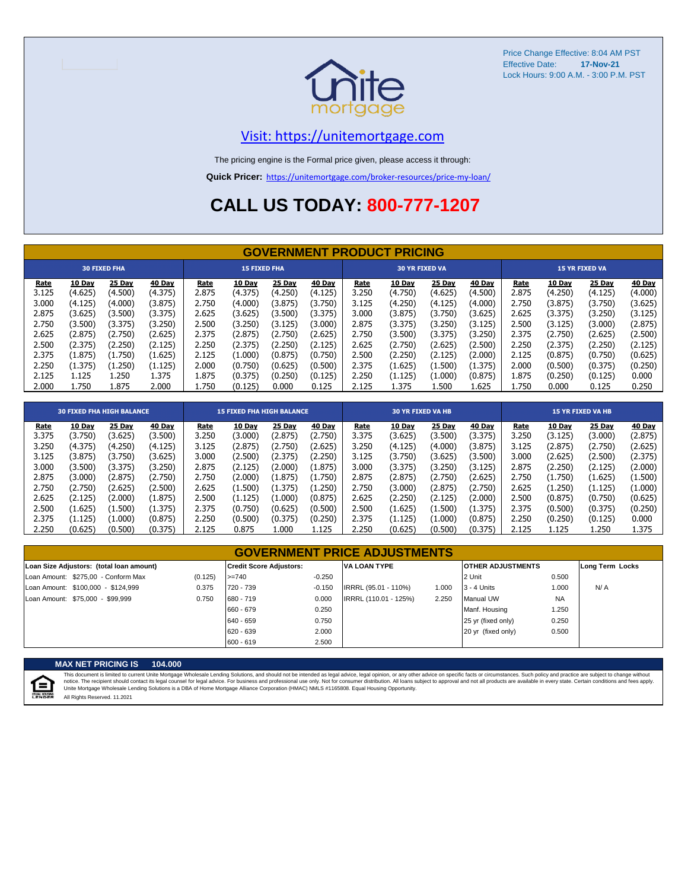Price Change Effective: 8:04 AM PST
Effective Date: **17-Nov-21**
Lock Hours: 9:00 A.M. - 3:00 P.M. PST

## Visit: https://unitemortgage.com

The pricing engine is the Formal price given, please access it through:

**Quick Pricer:** https://unitemortgage.com/broker-resources/price-my-loan/

# CALL US TODAY: 800-777-1207

## GOVERNMENT PRODUCT PRICING

| 30 FIXED FHA | | | | 15 FIXED FHA | | | | 30 YR FIXED VA | | | | 15 YR FIXED VA | | | |
|---|---|---|---|---|---|---|---|---|---|---|---|---|---|---|---|
| Rate | 10 Day | 25 Day | 40 Day | Rate | 10 Day | 25 Day | 40 Day | Rate | 10 Day | 25 Day | 40 Day | Rate | 10 Day | 25 Day | 40 Day |
| 3.125 | (4.625) | (4.500) | (4.375) | 2.875 | (4.375) | (4.250) | (4.125) | 3.250 | (4.750) | (4.625) | (4.500) | 2.875 | (4.250) | (4.125) | (4.000) |
| 3.000 | (4.125) | (4.000) | (3.875) | 2.750 | (4.000) | (3.875) | (3.750) | 3.125 | (4.250) | (4.125) | (4.000) | 2.750 | (3.875) | (3.750) | (3.625) |
| 2.875 | (3.625) | (3.500) | (3.375) | 2.625 | (3.625) | (3.500) | (3.375) | 3.000 | (3.875) | (3.750) | (3.625) | 2.625 | (3.375) | (3.250) | (3.125) |
| 2.750 | (3.500) | (3.375) | (3.250) | 2.500 | (3.250) | (3.125) | (3.000) | 2.875 | (3.375) | (3.250) | (3.125) | 2.500 | (3.125) | (3.000) | (2.875) |
| 2.625 | (2.875) | (2.750) | (2.625) | 2.375 | (2.875) | (2.750) | (2.625) | 2.750 | (3.500) | (3.375) | (3.250) | 2.375 | (2.750) | (2.625) | (2.500) |
| 2.500 | (2.375) | (2.250) | (2.125) | 2.250 | (2.375) | (2.250) | (2.125) | 2.625 | (2.750) | (2.625) | (2.500) | 2.250 | (2.375) | (2.250) | (2.125) |
| 2.375 | (1.875) | (1.750) | (1.625) | 2.125 | (1.000) | (0.875) | (0.750) | 2.500 | (2.250) | (2.125) | (2.000) | 2.125 | (0.875) | (0.750) | (0.625) |
| 2.250 | (1.375) | (1.250) | (1.125) | 2.000 | (0.750) | (0.625) | (0.500) | 2.375 | (1.625) | (1.500) | (1.375) | 2.000 | (0.500) | (0.375) | (0.250) |
| 2.125 | 1.125 | 1.250 | 1.375 | 1.875 | (0.375) | (0.250) | (0.125) | 2.250 | (1.125) | (1.000) | (0.875) | 1.875 | (0.250) | (0.125) | 0.000 |
| 2.000 | 1.750 | 1.875 | 2.000 | 1.750 | (0.125) | 0.000 | 0.125 | 2.125 | 1.375 | 1.500 | 1.625 | 1.750 | 0.000 | 0.125 | 0.250 |

| 30 FIXED FHA HIGH BALANCE | | | | 15 FIXED FHA HIGH BALANCE | | | | 30 YR FIXED VA HB | | | | 15 YR FIXED VA HB | | | |
|---|---|---|---|---|---|---|---|---|---|---|---|---|---|---|---|
| Rate | 10 Day | 25 Day | 40 Day | Rate | 10 Day | 25 Day | 40 Day | Rate | 10 Day | 25 Day | 40 Day | Rate | 10 Day | 25 Day | 40 Day |
| 3.375 | (3.750) | (3.625) | (3.500) | 3.250 | (3.000) | (2.875) | (2.750) | 3.375 | (3.625) | (3.500) | (3.375) | 3.250 | (3.125) | (3.000) | (2.875) |
| 3.250 | (4.375) | (4.250) | (4.125) | 3.125 | (2.875) | (2.750) | (2.625) | 3.250 | (4.125) | (4.000) | (3.875) | 3.125 | (2.875) | (2.750) | (2.625) |
| 3.125 | (3.875) | (3.750) | (3.625) | 3.000 | (2.500) | (2.375) | (2.250) | 3.125 | (3.750) | (3.625) | (3.500) | 3.000 | (2.625) | (2.500) | (2.375) |
| 3.000 | (3.500) | (3.375) | (3.250) | 2.875 | (2.125) | (2.000) | (1.875) | 3.000 | (3.375) | (3.250) | (3.125) | 2.875 | (2.250) | (2.125) | (2.000) |
| 2.875 | (3.000) | (2.875) | (2.750) | 2.750 | (2.000) | (1.875) | (1.750) | 2.875 | (2.875) | (2.750) | (2.625) | 2.750 | (1.750) | (1.625) | (1.500) |
| 2.750 | (2.750) | (2.625) | (2.500) | 2.625 | (1.500) | (1.375) | (1.250) | 2.750 | (3.000) | (2.875) | (2.750) | 2.625 | (1.250) | (1.125) | (1.000) |
| 2.625 | (2.125) | (2.000) | (1.875) | 2.500 | (1.125) | (1.000) | (0.875) | 2.625 | (2.250) | (2.125) | (2.000) | 2.500 | (0.875) | (0.750) | (0.625) |
| 2.500 | (1.625) | (1.500) | (1.375) | 2.375 | (0.750) | (0.625) | (0.500) | 2.500 | (1.625) | (1.500) | (1.375) | 2.375 | (0.500) | (0.375) | (0.250) |
| 2.375 | (1.125) | (1.000) | (0.875) | 2.250 | (0.500) | (0.375) | (0.250) | 2.375 | (1.125) | (1.000) | (0.875) | 2.250 | (0.250) | (0.125) | 0.000 |
| 2.250 | (0.625) | (0.500) | (0.375) | 2.125 | 0.875 | 1.000 | 1.125 | 2.250 | (0.625) | (0.500) | (0.375) | 2.125 | 1.125 | 1.250 | 1.375 |

## GOVERNMENT PRICE ADJUSTMENTS

| Loan Size Adjustors: (total loan amount) | | Credit Score Adjustors: | | VA LOAN TYPE | | OTHER ADJUSTMENTS | | Long Term Locks |
|---|---|---|---|---|---|---|---|---|
| Loan Amount: $275,00 - Conform Max | (0.125) | >=740 | -0.250 | | | 2 Unit | 0.500 | |
| Loan Amount: $100,000 - $124,999 | 0.375 | 720 - 739 | -0.150 | IRRRL (95.01 - 110%) | 1.000 | 3 - 4 Units | 1.000 | N/A |
| Loan Amount: $75,000 - $99,999 | 0.750 | 680 - 719 | 0.000 | IRRRL (110.01 - 125%) | 2.250 | Manual UW | NA | |
| | | 660 - 679 | 0.250 | | | Manf. Housing | 1.250 | |
| | | 640 - 659 | 0.750 | | | 25 yr (fixed only) | 0.250 | |
| | | 620 - 639 | 2.000 | | | 20 yr (fixed only) | 0.500 | |
| | | 600 - 619 | 2.500 | | | | | |

**MAX NET PRICING IS 104.000**

This document is limited to current Unite Mortgage Wholesale Lending Solutions, and should not be intended as legal advice, legal opinion, or any other advice on specific facts or circumstances. Such policy and practice are subject to change without notice. The recipient should contact its legal counsel for legal advice. For business and professional use only. Not for consumer distribution. All loans subject to approval and not all products are available in every state. Certain conditions and fees apply. Unite Mortgage Wholesale Lending Solutions is a DBA of Home Mortgage Alliance Corporation (HMAC) NMLS #1165808. Equal Housing Opportunity.

All Rights Reserved. 11.2021